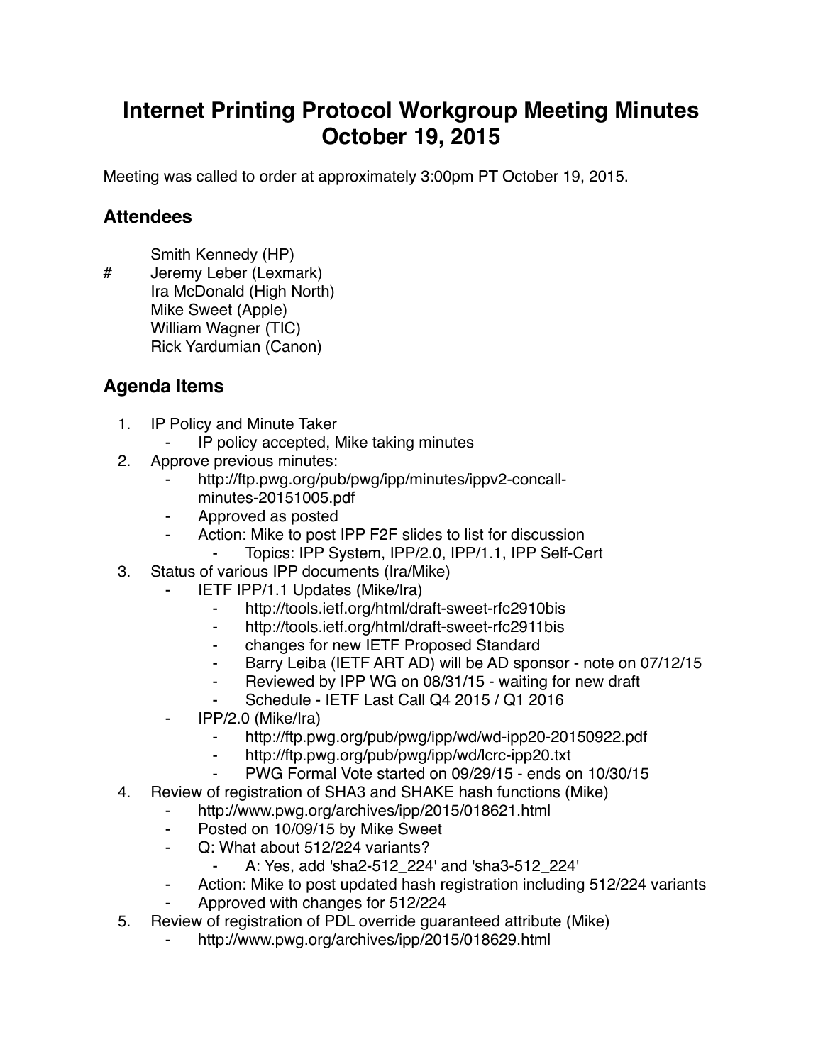# Internet Printing Protocol Workgroup Meeting Minutes October 19, 2015

Meeting was called to order at approximately 3:00pm PT October 19, 2015.

## Attendees

Smith Kennedy (HP)
# Jeremy Leber (Lexmark)
Ira McDonald (High North)
Mike Sweet (Apple)
William Wagner (TIC)
Rick Yardumian (Canon)

## Agenda Items

1. IP Policy and Minute Taker
   - IP policy accepted, Mike taking minutes
2. Approve previous minutes:
   - http://ftp.pwg.org/pub/pwg/ipp/minutes/ippv2-concall-minutes-20151005.pdf
   - Approved as posted
   - Action: Mike to post IPP F2F slides to list for discussion
     - Topics: IPP System, IPP/2.0, IPP/1.1, IPP Self-Cert
3. Status of various IPP documents (Ira/Mike)
   - IETF IPP/1.1 Updates (Mike/Ira)
     - http://tools.ietf.org/html/draft-sweet-rfc2910bis
     - http://tools.ietf.org/html/draft-sweet-rfc2911bis
     - changes for new IETF Proposed Standard
     - Barry Leiba (IETF ART AD) will be AD sponsor - note on 07/12/15
     - Reviewed by IPP WG on 08/31/15 - waiting for new draft
     - Schedule - IETF Last Call Q4 2015 / Q1 2016
   - IPP/2.0 (Mike/Ira)
     - http://ftp.pwg.org/pub/pwg/ipp/wd/wd-ipp20-20150922.pdf
     - http://ftp.pwg.org/pub/pwg/ipp/wd/lcrc-ipp20.txt
     - PWG Formal Vote started on 09/29/15 - ends on 10/30/15
4. Review of registration of SHA3 and SHAKE hash functions (Mike)
   - http://www.pwg.org/archives/ipp/2015/018621.html
   - Posted on 10/09/15 by Mike Sweet
   - Q: What about 512/224 variants?
     - A: Yes, add 'sha2-512_224' and 'sha3-512_224'
   - Action: Mike to post updated hash registration including 512/224 variants
   - Approved with changes for 512/224
5. Review of registration of PDL override guaranteed attribute (Mike)
   - http://www.pwg.org/archives/ipp/2015/018629.html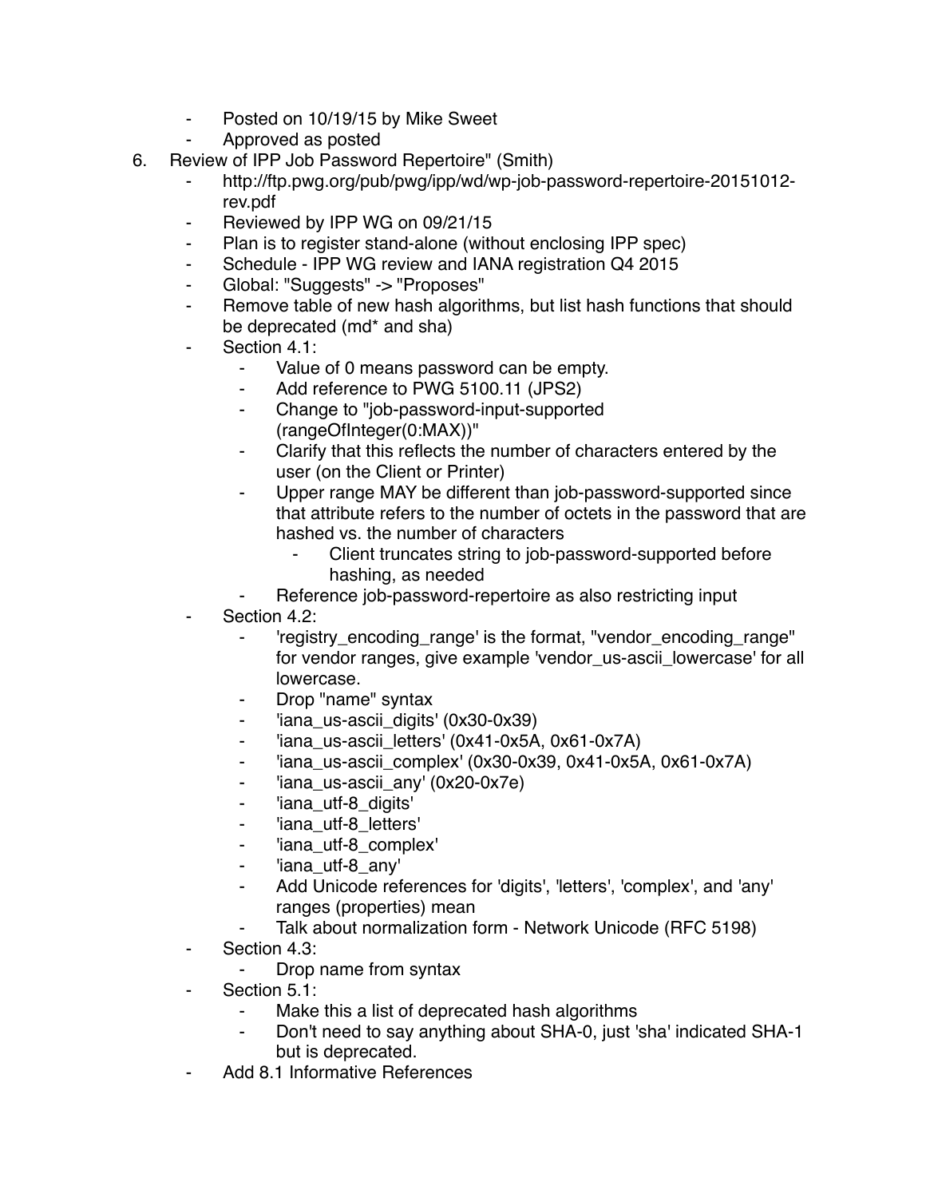- Posted on 10/19/15 by Mike Sweet
- Approved as posted

6. Review of IPP Job Password Repertoire" (Smith)
    - http://ftp.pwg.org/pub/pwg/ipp/wd/wp-job-password-repertoire-20151012-rev.pdf
    - Reviewed by IPP WG on 09/21/15
    - Plan is to register stand-alone (without enclosing IPP spec)
    - Schedule - IPP WG review and IANA registration Q4 2015
    - Global: "Suggests" -> "Proposes"
    - Remove table of new hash algorithms, but list hash functions that should be deprecated (md* and sha)
    - Section 4.1:
        - Value of 0 means password can be empty.
        - Add reference to PWG 5100.11 (JPS2)
        - Change to "job-password-input-supported (rangeOfInteger(0:MAX))"
        - Clarify that this reflects the number of characters entered by the user (on the Client or Printer)
        - Upper range MAY be different than job-password-supported since that attribute refers to the number of octets in the password that are hashed vs. the number of characters
            - Client truncates string to job-password-supported before hashing, as needed
        - Reference job-password-repertoire as also restricting input
    - Section 4.2:
        - 'registry_encoding_range' is the format, "vendor_encoding_range" for vendor ranges, give example 'vendor_us-ascii_lowercase' for all lowercase.
        - Drop "name" syntax
        - 'iana_us-ascii_digits' (0x30-0x39)
        - 'iana_us-ascii_letters' (0x41-0x5A, 0x61-0x7A)
        - 'iana_us-ascii_complex' (0x30-0x39, 0x41-0x5A, 0x61-0x7A)
        - 'iana_us-ascii_any' (0x20-0x7e)
        - 'iana_utf-8_digits'
        - 'iana_utf-8_letters'
        - 'iana_utf-8_complex'
        - 'iana_utf-8_any'
        - Add Unicode references for 'digits', 'letters', 'complex', and 'any' ranges (properties) mean
        - Talk about normalization form - Network Unicode (RFC 5198)
    - Section 4.3:
        - Drop name from syntax
    - Section 5.1:
        - Make this a list of deprecated hash algorithms
        - Don't need to say anything about SHA-0, just 'sha' indicated SHA-1 but is deprecated.
    - Add 8.1 Informative References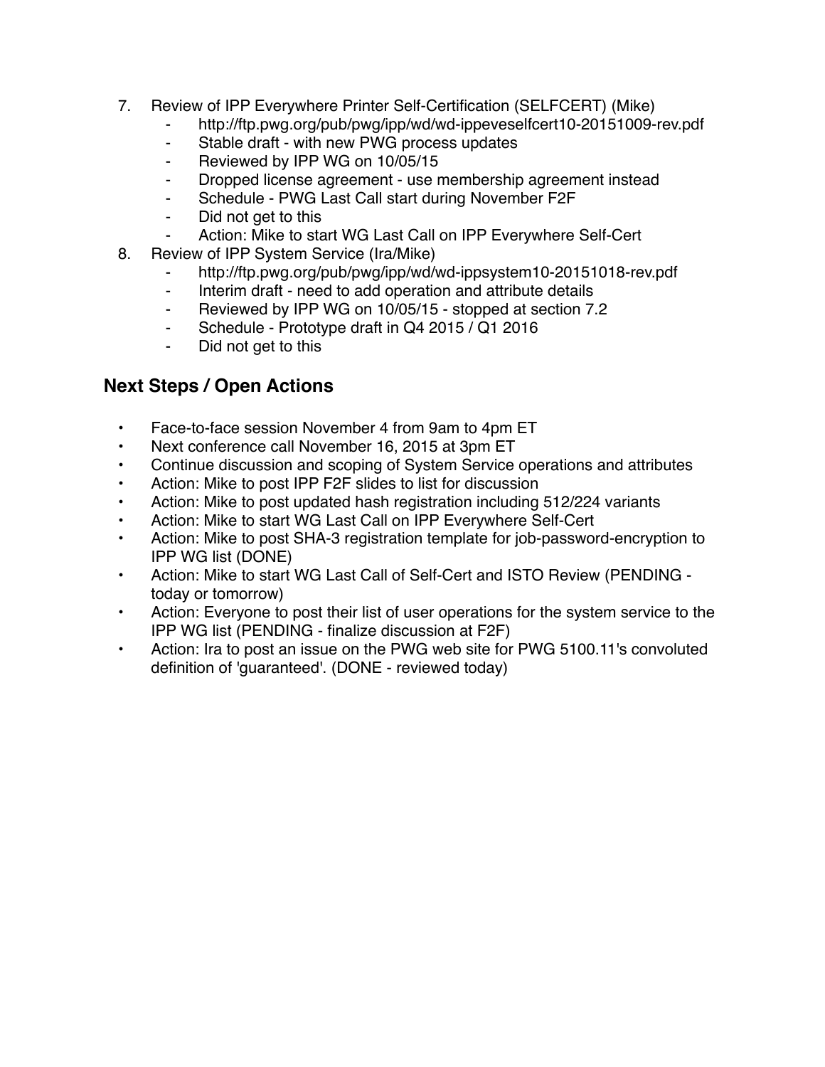7. Review of IPP Everywhere Printer Self-Certification (SELFCERT) (Mike)
    - http://ftp.pwg.org/pub/pwg/ipp/wd/wd-ippeveselfcert10-20151009-rev.pdf
    - Stable draft - with new PWG process updates
    - Reviewed by IPP WG on 10/05/15
    - Dropped license agreement - use membership agreement instead
    - Schedule - PWG Last Call start during November F2F
    - Did not get to this
    - Action: Mike to start WG Last Call on IPP Everywhere Self-Cert
8. Review of IPP System Service (Ira/Mike)
    - http://ftp.pwg.org/pub/pwg/ipp/wd/wd-ippsystem10-20151018-rev.pdf
    - Interim draft - need to add operation and attribute details
    - Reviewed by IPP WG on 10/05/15 - stopped at section 7.2
    - Schedule - Prototype draft in Q4 2015 / Q1 2016
    - Did not get to this

## Next Steps / Open Actions

- Face-to-face session November 4 from 9am to 4pm ET
- Next conference call November 16, 2015 at 3pm ET
- Continue discussion and scoping of System Service operations and attributes
- Action: Mike to post IPP F2F slides to list for discussion
- Action: Mike to post updated hash registration including 512/224 variants
- Action: Mike to start WG Last Call on IPP Everywhere Self-Cert
- Action: Mike to post SHA-3 registration template for job-password-encryption to IPP WG list (DONE)
- Action: Mike to start WG Last Call of Self-Cert and ISTO Review (PENDING - today or tomorrow)
- Action: Everyone to post their list of user operations for the system service to the IPP WG list (PENDING - finalize discussion at F2F)
- Action: Ira to post an issue on the PWG web site for PWG 5100.11's convoluted definition of 'guaranteed'. (DONE - reviewed today)